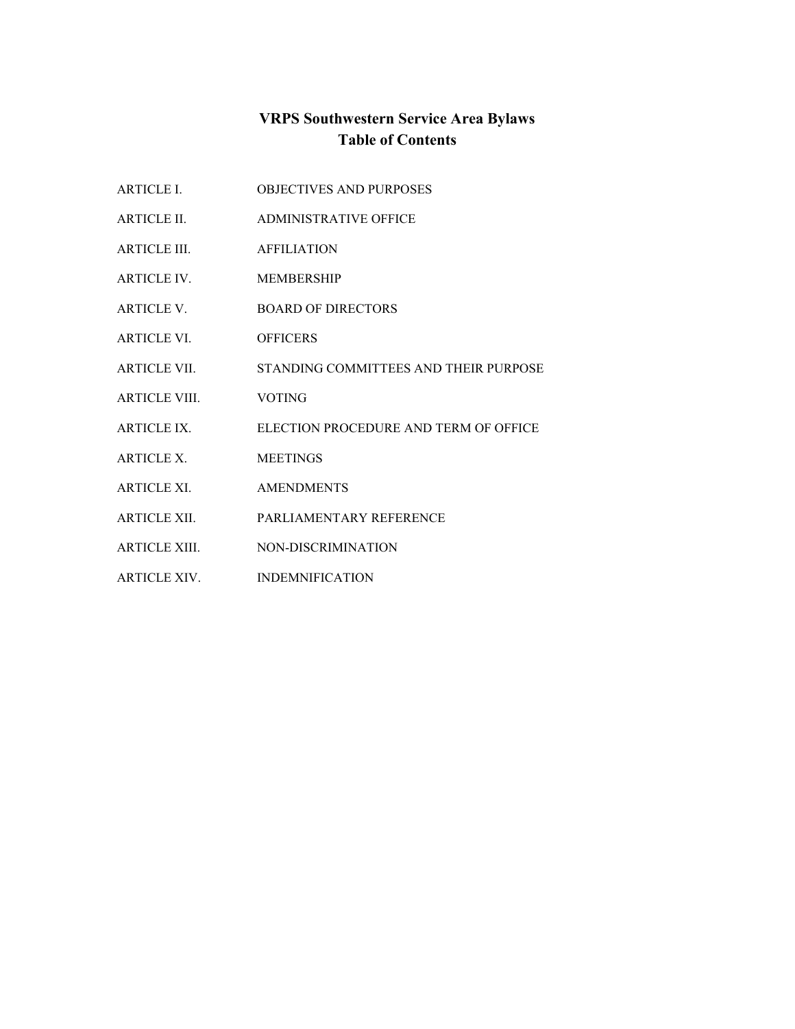# VRPS Southwestern Service Area Bylaws
## Table of Contents

| | |
|---|---|
| ARTICLE I. | OBJECTIVES AND PURPOSES |
| ARTICLE II. | ADMINISTRATIVE OFFICE |
| ARTICLE III. | AFFILIATION |
| ARTICLE IV. | MEMBERSHIP |
| ARTICLE V. | BOARD OF DIRECTORS |
| ARTICLE VI. | OFFICERS |
| ARTICLE VII. | STANDING COMMITTEES AND THEIR PURPOSE |
| ARTICLE VIII. | VOTING |
| ARTICLE IX. | ELECTION PROCEDURE AND TERM OF OFFICE |
| ARTICLE X. | MEETINGS |
| ARTICLE XI. | AMENDMENTS |
| ARTICLE XII. | PARLIAMENTARY REFERENCE |
| ARTICLE XIII. | NON-DISCRIMINATION |
| ARTICLE XIV. | INDEMNIFICATION |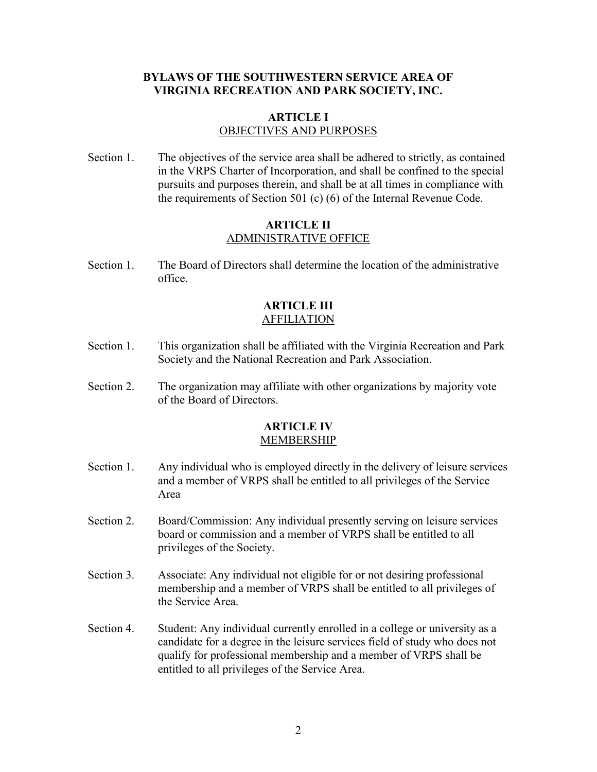# BYLAWS OF THE SOUTHWESTERN SERVICE AREA OF VIRGINIA RECREATION AND PARK SOCIETY, INC.

## ARTICLE I
### OBJECTIVES AND PURPOSES

Section 1. The objectives of the service area shall be adhered to strictly, as contained in the VRPS Charter of Incorporation, and shall be confined to the special pursuits and purposes therein, and shall be at all times in compliance with the requirements of Section 501 (c) (6) of the Internal Revenue Code.

## ARTICLE II
### ADMINISTRATIVE OFFICE

Section 1. The Board of Directors shall determine the location of the administrative office.

## ARTICLE III
### AFFILIATION

Section 1. This organization shall be affiliated with the Virginia Recreation and Park Society and the National Recreation and Park Association.

Section 2. The organization may affiliate with other organizations by majority vote of the Board of Directors.

## ARTICLE IV
### MEMBERSHIP

Section 1. Any individual who is employed directly in the delivery of leisure services and a member of VRPS shall be entitled to all privileges of the Service Area

Section 2. Board/Commission: Any individual presently serving on leisure services board or commission and a member of VRPS shall be entitled to all privileges of the Society.

Section 3. Associate: Any individual not eligible for or not desiring professional membership and a member of VRPS shall be entitled to all privileges of the Service Area.

Section 4. Student: Any individual currently enrolled in a college or university as a candidate for a degree in the leisure services field of study who does not qualify for professional membership and a member of VRPS shall be entitled to all privileges of the Service Area.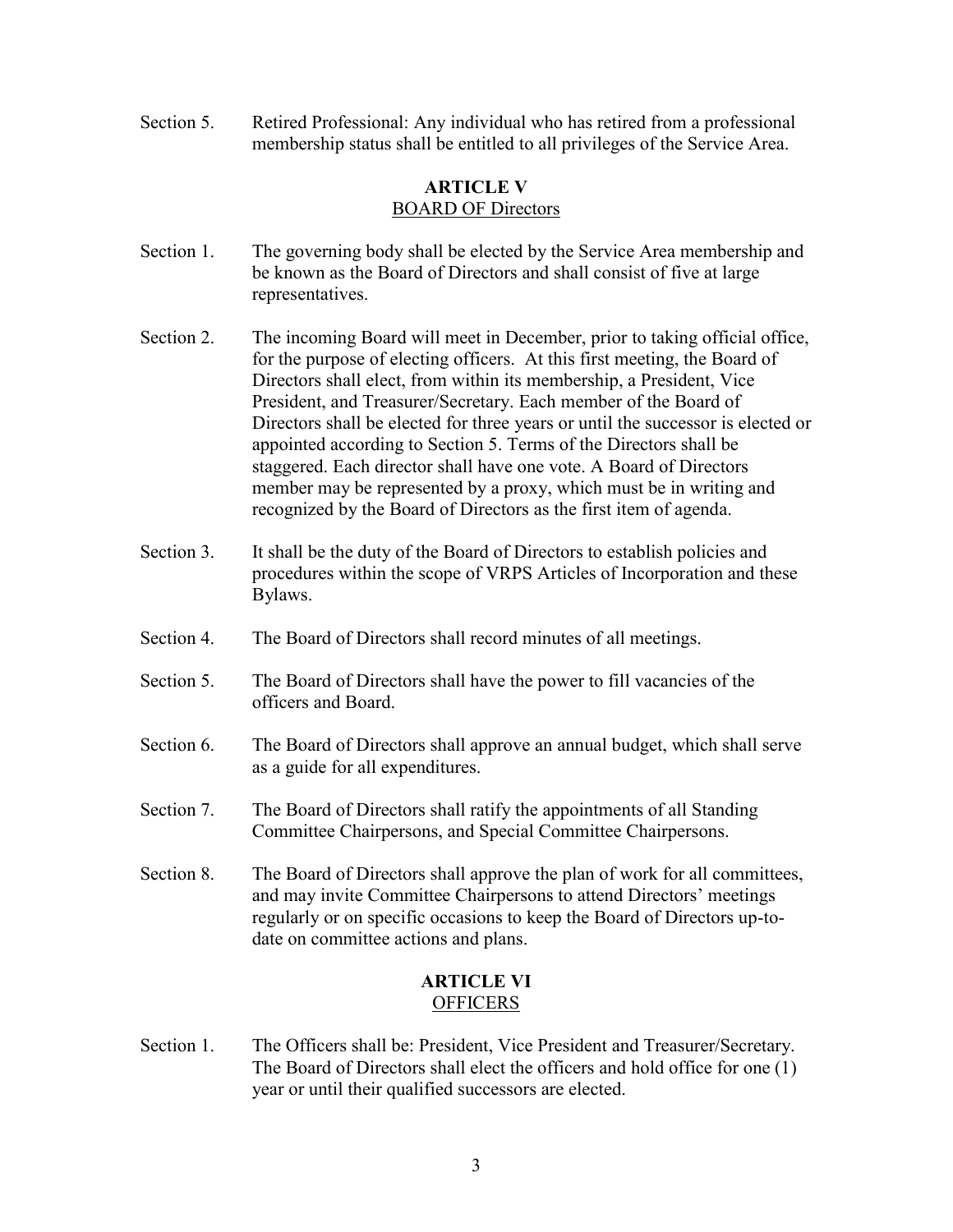Section 5. Retired Professional: Any individual who has retired from a professional membership status shall be entitled to all privileges of the Service Area.

## ARTICLE V
### BOARD OF Directors

Section 1. The governing body shall be elected by the Service Area membership and be known as the Board of Directors and shall consist of five at large representatives.

Section 2. The incoming Board will meet in December, prior to taking official office, for the purpose of electing officers. At this first meeting, the Board of Directors shall elect, from within its membership, a President, Vice President, and Treasurer/Secretary. Each member of the Board of Directors shall be elected for three years or until the successor is elected or appointed according to Section 5. Terms of the Directors shall be staggered. Each director shall have one vote. A Board of Directors member may be represented by a proxy, which must be in writing and recognized by the Board of Directors as the first item of agenda.

Section 3. It shall be the duty of the Board of Directors to establish policies and procedures within the scope of VRPS Articles of Incorporation and these Bylaws.

Section 4. The Board of Directors shall record minutes of all meetings.

Section 5. The Board of Directors shall have the power to fill vacancies of the officers and Board.

Section 6. The Board of Directors shall approve an annual budget, which shall serve as a guide for all expenditures.

Section 7. The Board of Directors shall ratify the appointments of all Standing Committee Chairpersons, and Special Committee Chairpersons.

Section 8. The Board of Directors shall approve the plan of work for all committees, and may invite Committee Chairpersons to attend Directors' meetings regularly or on specific occasions to keep the Board of Directors up-to-date on committee actions and plans.

## ARTICLE VI
### OFFICERS

Section 1. The Officers shall be: President, Vice President and Treasurer/Secretary. The Board of Directors shall elect the officers and hold office for one (1) year or until their qualified successors are elected.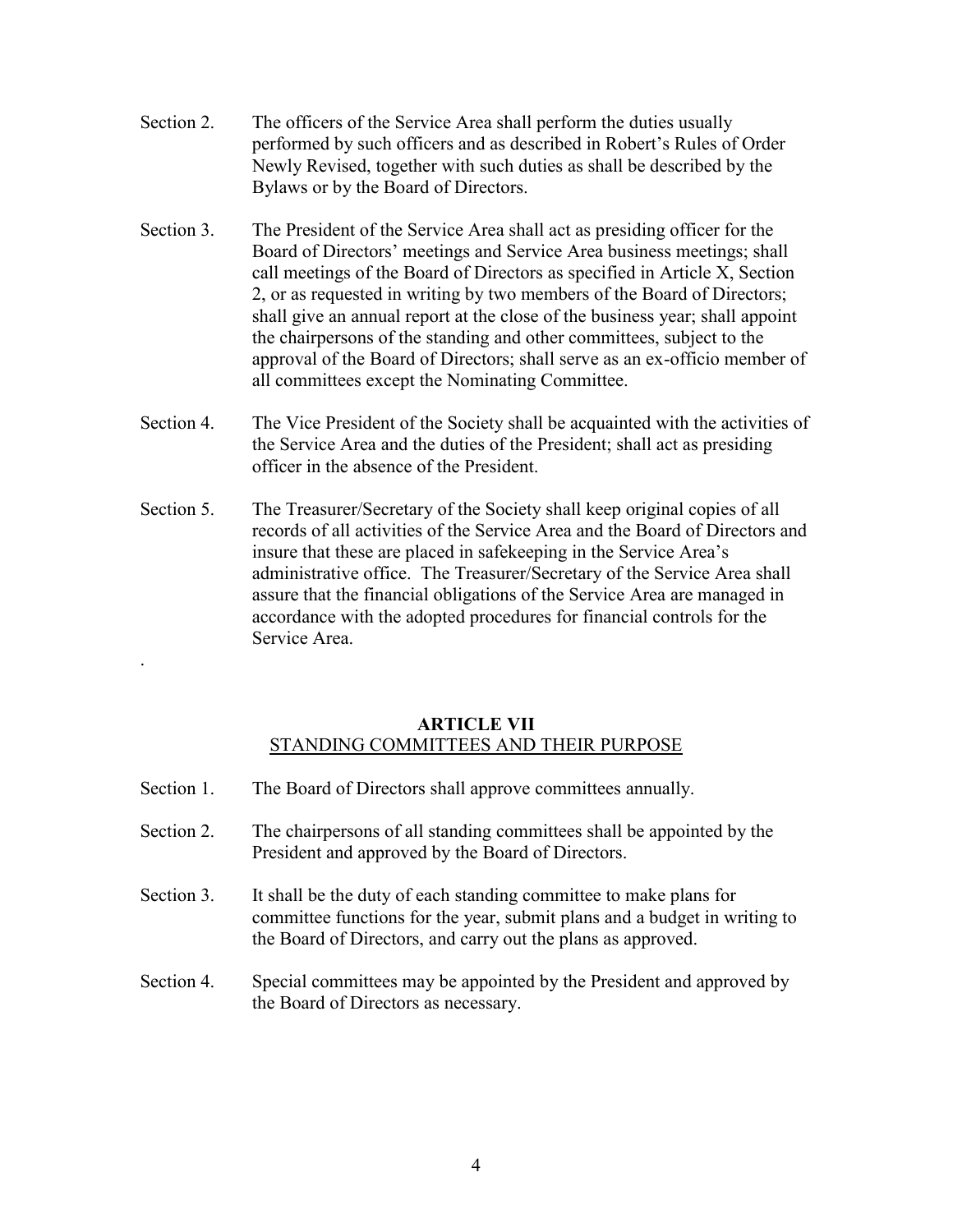Section 2. The officers of the Service Area shall perform the duties usually performed by such officers and as described in Robert's Rules of Order Newly Revised, together with such duties as shall be described by the Bylaws or by the Board of Directors.

Section 3. The President of the Service Area shall act as presiding officer for the Board of Directors' meetings and Service Area business meetings; shall call meetings of the Board of Directors as specified in Article X, Section 2, or as requested in writing by two members of the Board of Directors; shall give an annual report at the close of the business year; shall appoint the chairpersons of the standing and other committees, subject to the approval of the Board of Directors; shall serve as an ex-officio member of all committees except the Nominating Committee.

Section 4. The Vice President of the Society shall be acquainted with the activities of the Service Area and the duties of the President; shall act as presiding officer in the absence of the President.

Section 5. The Treasurer/Secretary of the Society shall keep original copies of all records of all activities of the Service Area and the Board of Directors and insure that these are placed in safekeeping in the Service Area's administrative office. The Treasurer/Secretary of the Service Area shall assure that the financial obligations of the Service Area are managed in accordance with the adopted procedures for financial controls for the Service Area.

.

## ARTICLE VII
STANDING COMMITTEES AND THEIR PURPOSE

Section 1. The Board of Directors shall approve committees annually.

Section 2. The chairpersons of all standing committees shall be appointed by the President and approved by the Board of Directors.

Section 3. It shall be the duty of each standing committee to make plans for committee functions for the year, submit plans and a budget in writing to the Board of Directors, and carry out the plans as approved.

Section 4. Special committees may be appointed by the President and approved by the Board of Directors as necessary.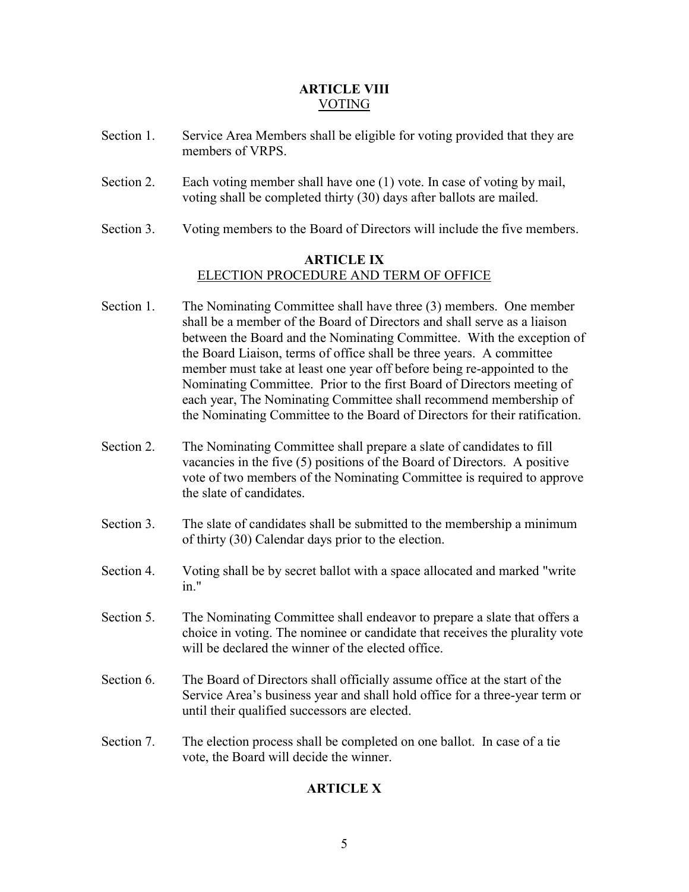## ARTICLE VIII
## VOTING

Section 1. Service Area Members shall be eligible for voting provided that they are members of VRPS.

Section 2. Each voting member shall have one (1) vote. In case of voting by mail, voting shall be completed thirty (30) days after ballots are mailed.

Section 3. Voting members to the Board of Directors will include the five members.

## ARTICLE IX
## ELECTION PROCEDURE AND TERM OF OFFICE

Section 1. The Nominating Committee shall have three (3) members. One member shall be a member of the Board of Directors and shall serve as a liaison between the Board and the Nominating Committee. With the exception of the Board Liaison, terms of office shall be three years. A committee member must take at least one year off before being re-appointed to the Nominating Committee. Prior to the first Board of Directors meeting of each year, The Nominating Committee shall recommend membership of the Nominating Committee to the Board of Directors for their ratification.

Section 2. The Nominating Committee shall prepare a slate of candidates to fill vacancies in the five (5) positions of the Board of Directors. A positive vote of two members of the Nominating Committee is required to approve the slate of candidates.

Section 3. The slate of candidates shall be submitted to the membership a minimum of thirty (30) Calendar days prior to the election.

Section 4. Voting shall be by secret ballot with a space allocated and marked "write in."

Section 5. The Nominating Committee shall endeavor to prepare a slate that offers a choice in voting. The nominee or candidate that receives the plurality vote will be declared the winner of the elected office.

Section 6. The Board of Directors shall officially assume office at the start of the Service Area's business year and shall hold office for a three-year term or until their qualified successors are elected.

Section 7. The election process shall be completed on one ballot. In case of a tie vote, the Board will decide the winner.

## ARTICLE X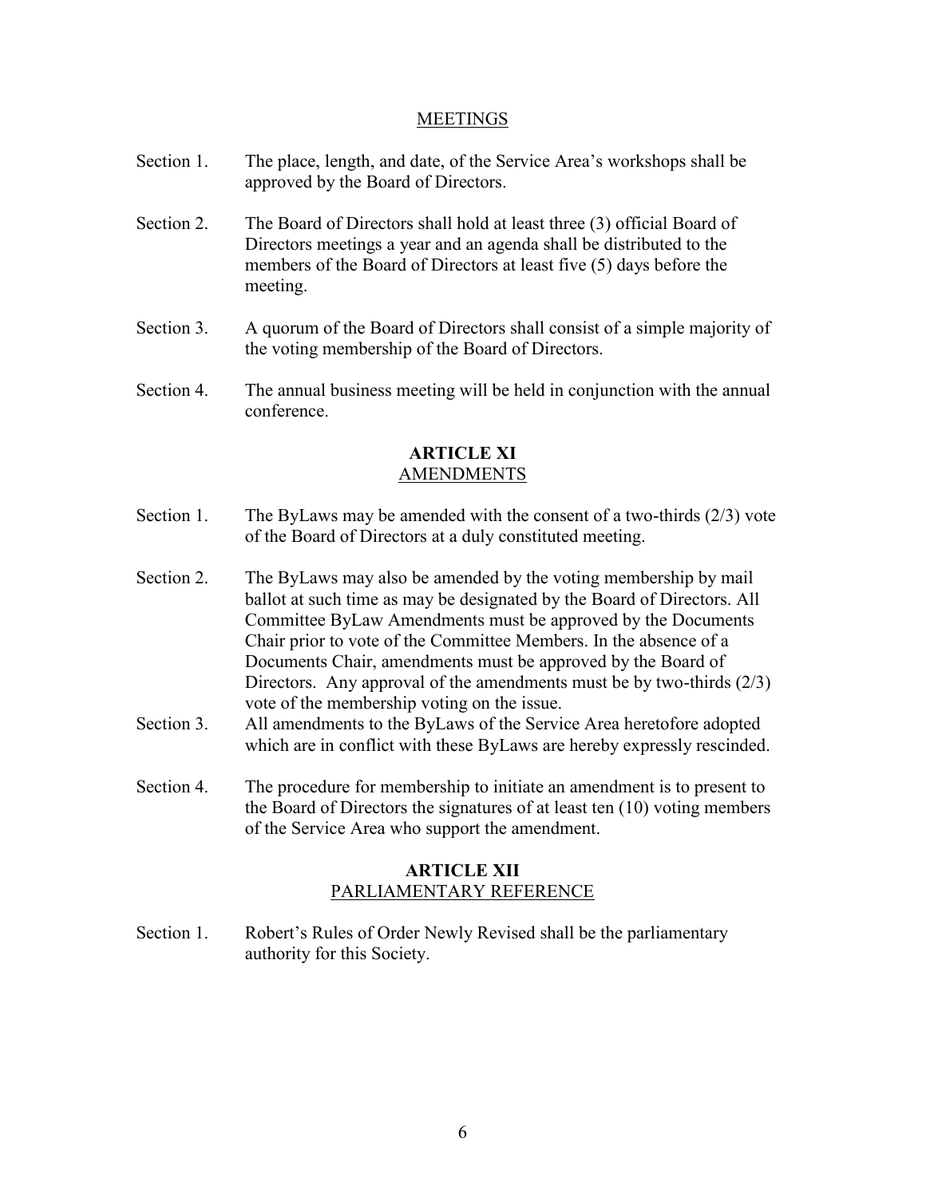MEETINGS

Section 1. The place, length, and date, of the Service Area's workshops shall be approved by the Board of Directors.

Section 2. The Board of Directors shall hold at least three (3) official Board of Directors meetings a year and an agenda shall be distributed to the members of the Board of Directors at least five (5) days before the meeting.

Section 3. A quorum of the Board of Directors shall consist of a simple majority of the voting membership of the Board of Directors.

Section 4. The annual business meeting will be held in conjunction with the annual conference.

## ARTICLE XI
AMENDMENTS

Section 1. The ByLaws may be amended with the consent of a two-thirds (2/3) vote of the Board of Directors at a duly constituted meeting.

Section 2. The ByLaws may also be amended by the voting membership by mail ballot at such time as may be designated by the Board of Directors. All Committee ByLaw Amendments must be approved by the Documents Chair prior to vote of the Committee Members. In the absence of a Documents Chair, amendments must be approved by the Board of Directors. Any approval of the amendments must be by two-thirds (2/3) vote of the membership voting on the issue.

Section 3. All amendments to the ByLaws of the Service Area heretofore adopted which are in conflict with these ByLaws are hereby expressly rescinded.

Section 4. The procedure for membership to initiate an amendment is to present to the Board of Directors the signatures of at least ten (10) voting members of the Service Area who support the amendment.

## ARTICLE XII
PARLIAMENTARY REFERENCE

Section 1. Robert's Rules of Order Newly Revised shall be the parliamentary authority for this Society.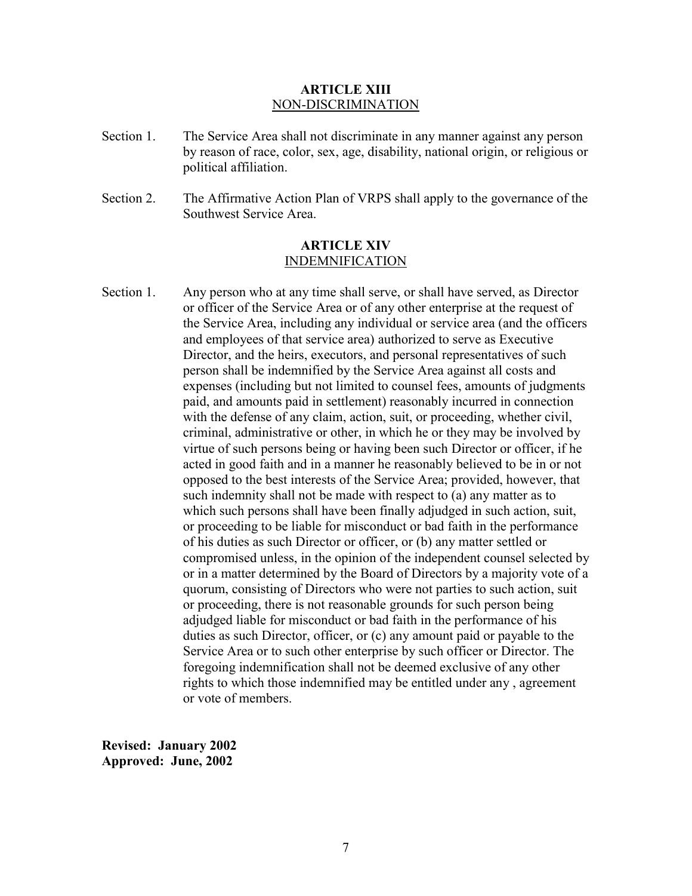## ARTICLE XIII
NON-DISCRIMINATION

Section 1. The Service Area shall not discriminate in any manner against any person by reason of race, color, sex, age, disability, national origin, or religious or political affiliation.

Section 2. The Affirmative Action Plan of VRPS shall apply to the governance of the Southwest Service Area.

## ARTICLE XIV
INDEMNIFICATION

Section 1. Any person who at any time shall serve, or shall have served, as Director or officer of the Service Area or of any other enterprise at the request of the Service Area, including any individual or service area (and the officers and employees of that service area) authorized to serve as Executive Director, and the heirs, executors, and personal representatives of such person shall be indemnified by the Service Area against all costs and expenses (including but not limited to counsel fees, amounts of judgments paid, and amounts paid in settlement) reasonably incurred in connection with the defense of any claim, action, suit, or proceeding, whether civil, criminal, administrative or other, in which he or they may be involved by virtue of such persons being or having been such Director or officer, if he acted in good faith and in a manner he reasonably believed to be in or not opposed to the best interests of the Service Area; provided, however, that such indemnity shall not be made with respect to (a) any matter as to which such persons shall have been finally adjudged in such action, suit, or proceeding to be liable for misconduct or bad faith in the performance of his duties as such Director or officer, or (b) any matter settled or compromised unless, in the opinion of the independent counsel selected by or in a matter determined by the Board of Directors by a majority vote of a quorum, consisting of Directors who were not parties to such action, suit or proceeding, there is not reasonable grounds for such person being adjudged liable for misconduct or bad faith in the performance of his duties as such Director, officer, or (c) any amount paid or payable to the Service Area or to such other enterprise by such officer or Director. The foregoing indemnification shall not be deemed exclusive of any other rights to which those indemnified may be entitled under any , agreement or vote of members.

**Revised: January 2002**
**Approved: June, 2002**